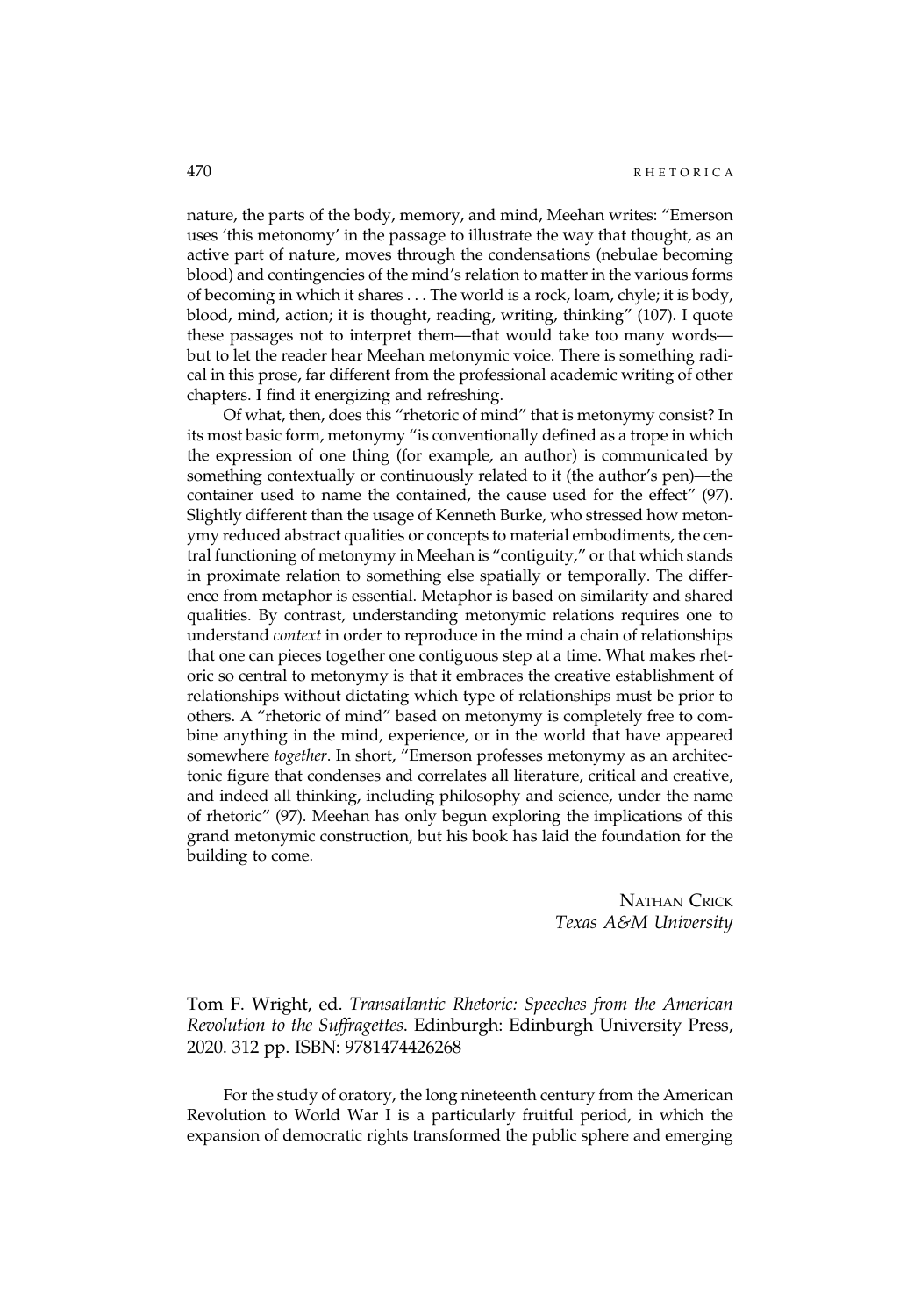nature, the parts of the body, memory, and mind, Meehan writes: "Emerson uses 'this metonomy' in the passage to illustrate the way that thought, as an active part of nature, moves through the condensations (nebulae becoming blood) and contingencies of the mind's relation to matter in the various forms of becoming in which it shares . . . The world is a rock, loam, chyle; it is body, blood, mind, action; it is thought, reading, writing, thinking" (107). I quote these passages not to interpret them—that would take too many words—but to let the reader hear Meehan metonymic voice. There is something radical in this prose, far different from the professional academic writing of other chapters. I find it energizing and refreshing.

Of what, then, does this "rhetoric of mind" that is metonymy consist? In its most basic form, metonymy "is conventionally defined as a trope in which the expression of one thing (for example, an author) is communicated by something contextually or continuously related to it (the author's pen)—the container used to name the contained, the cause used for the effect" (97). Slightly different than the usage of Kenneth Burke, who stressed how metonymy reduced abstract qualities or concepts to material embodiments, the central functioning of metonymy in Meehan is "contiguity," or that which stands in proximate relation to something else spatially or temporally. The difference from metaphor is essential. Metaphor is based on similarity and shared qualities. By contrast, understanding metonymic relations requires one to understand *context* in order to reproduce in the mind a chain of relationships that one can pieces together one contiguous step at a time. What makes rhetoric so central to metonymy is that it embraces the creative establishment of relationships without dictating which type of relationships must be prior to others. A "rhetoric of mind" based on metonymy is completely free to combine anything in the mind, experience, or in the world that have appeared somewhere *together*. In short, "Emerson professes metonymy as an architectonic figure that condenses and correlates all literature, critical and creative, and indeed all thinking, including philosophy and science, under the name of rhetoric" (97). Meehan has only begun exploring the implications of this grand metonymic construction, but his book has laid the foundation for the building to come.

NATHAN CRICK
*Texas A&M University*

Tom F. Wright, ed. *Transatlantic Rhetoric: Speeches from the American Revolution to the Suffragettes*. Edinburgh: Edinburgh University Press, 2020. 312 pp. ISBN: 9781474426268

For the study of oratory, the long nineteenth century from the American Revolution to World War I is a particularly fruitful period, in which the expansion of democratic rights transformed the public sphere and emerging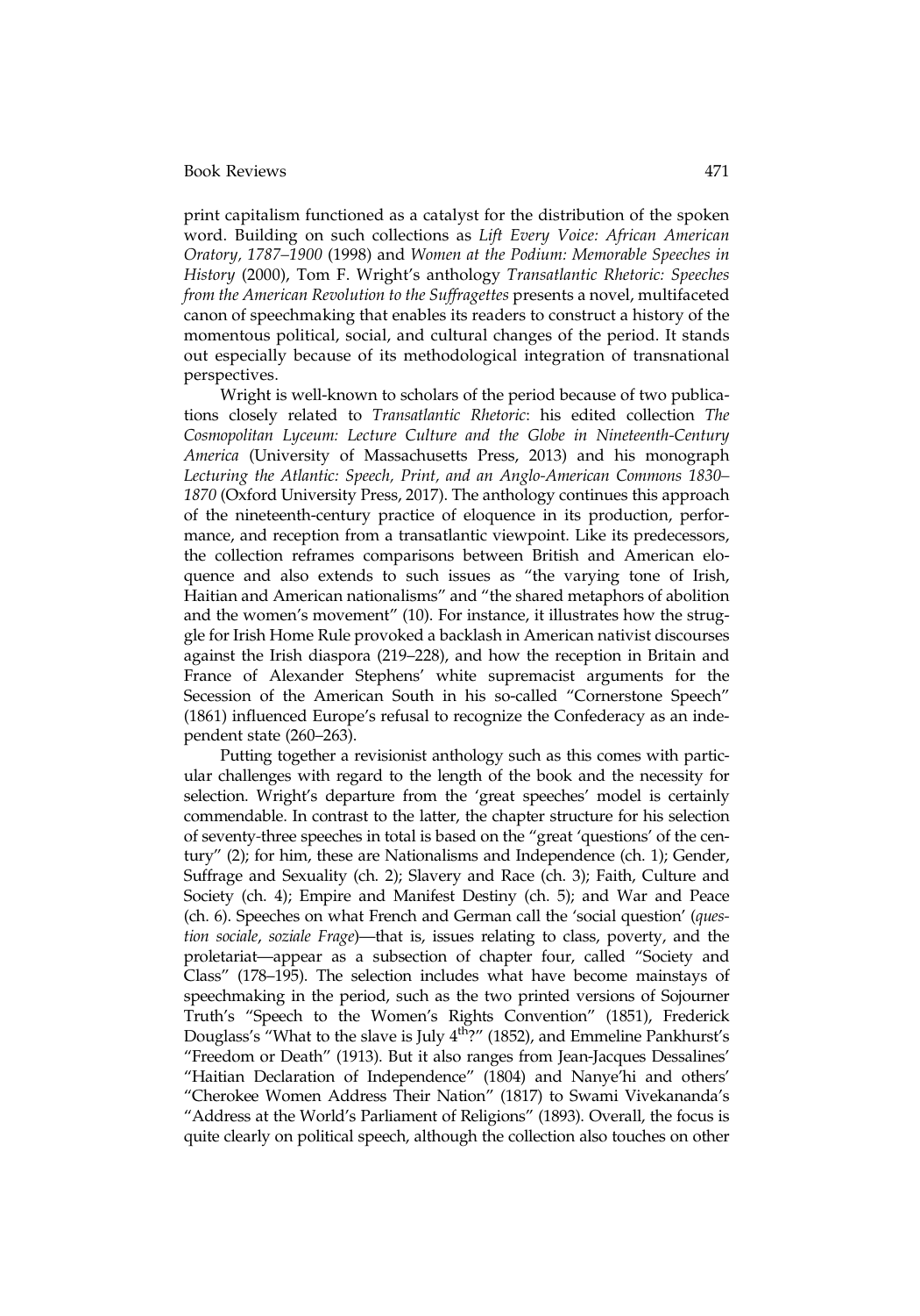print capitalism functioned as a catalyst for the distribution of the spoken word. Building on such collections as *Lift Every Voice: African American Oratory, 1787–1900* (1998) and *Women at the Podium: Memorable Speeches in History* (2000), Tom F. Wright's anthology *Transatlantic Rhetoric: Speeches from the American Revolution to the Suffragettes* presents a novel, multifaceted canon of speechmaking that enables its readers to construct a history of the momentous political, social, and cultural changes of the period. It stands out especially because of its methodological integration of transnational perspectives.

Wright is well-known to scholars of the period because of two publications closely related to *Transatlantic Rhetoric*: his edited collection *The Cosmopolitan Lyceum: Lecture Culture and the Globe in Nineteenth-Century America* (University of Massachusetts Press, 2013) and his monograph *Lecturing the Atlantic: Speech, Print, and an Anglo-American Commons 1830–1870* (Oxford University Press, 2017). The anthology continues this approach of the nineteenth-century practice of eloquence in its production, performance, and reception from a transatlantic viewpoint. Like its predecessors, the collection reframes comparisons between British and American eloquence and also extends to such issues as "the varying tone of Irish, Haitian and American nationalisms" and "the shared metaphors of abolition and the women's movement" (10). For instance, it illustrates how the struggle for Irish Home Rule provoked a backlash in American nativist discourses against the Irish diaspora (219–228), and how the reception in Britain and France of Alexander Stephens' white supremacist arguments for the Secession of the American South in his so-called "Cornerstone Speech" (1861) influenced Europe's refusal to recognize the Confederacy as an independent state (260–263).

Putting together a revisionist anthology such as this comes with particular challenges with regard to the length of the book and the necessity for selection. Wright's departure from the 'great speeches' model is certainly commendable. In contrast to the latter, the chapter structure for his selection of seventy-three speeches in total is based on the "great 'questions' of the century" (2); for him, these are Nationalisms and Independence (ch. 1); Gender, Suffrage and Sexuality (ch. 2); Slavery and Race (ch. 3); Faith, Culture and Society (ch. 4); Empire and Manifest Destiny (ch. 5); and War and Peace (ch. 6). Speeches on what French and German call the 'social question' (*question sociale*, *soziale Frage*)—that is, issues relating to class, poverty, and the proletariat—appear as a subsection of chapter four, called "Society and Class" (178–195). The selection includes what have become mainstays of speechmaking in the period, such as the two printed versions of Sojourner Truth's "Speech to the Women's Rights Convention" (1851), Frederick Douglass's "What to the slave is July 4th?" (1852), and Emmeline Pankhurst's "Freedom or Death" (1913). But it also ranges from Jean-Jacques Dessalines' "Haitian Declaration of Independence" (1804) and Nanye'hi and others' "Cherokee Women Address Their Nation" (1817) to Swami Vivekananda's "Address at the World's Parliament of Religions" (1893). Overall, the focus is quite clearly on political speech, although the collection also touches on other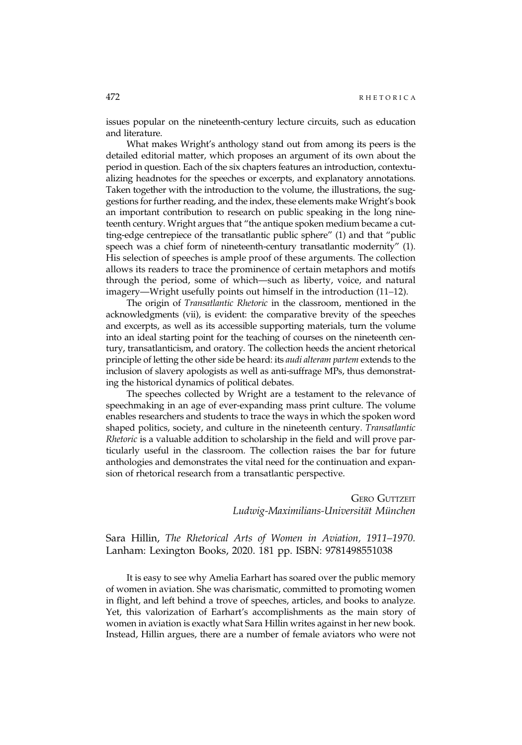issues popular on the nineteenth-century lecture circuits, such as education and literature.

What makes Wright's anthology stand out from among its peers is the detailed editorial matter, which proposes an argument of its own about the period in question. Each of the six chapters features an introduction, contextualizing headnotes for the speeches or excerpts, and explanatory annotations. Taken together with the introduction to the volume, the illustrations, the suggestions for further reading, and the index, these elements make Wright's book an important contribution to research on public speaking in the long nineteenth century. Wright argues that "the antique spoken medium became a cutting-edge centrepiece of the transatlantic public sphere" (1) and that "public speech was a chief form of nineteenth-century transatlantic modernity" (1). His selection of speeches is ample proof of these arguments. The collection allows its readers to trace the prominence of certain metaphors and motifs through the period, some of which—such as liberty, voice, and natural imagery—Wright usefully points out himself in the introduction (11–12).

The origin of *Transatlantic Rhetoric* in the classroom, mentioned in the acknowledgments (vii), is evident: the comparative brevity of the speeches and excerpts, as well as its accessible supporting materials, turn the volume into an ideal starting point for the teaching of courses on the nineteenth century, transatlanticism, and oratory. The collection heeds the ancient rhetorical principle of letting the other side be heard: its *audi alteram partem* extends to the inclusion of slavery apologists as well as anti-suffrage MPs, thus demonstrating the historical dynamics of political debates.

The speeches collected by Wright are a testament to the relevance of speechmaking in an age of ever-expanding mass print culture. The volume enables researchers and students to trace the ways in which the spoken word shaped politics, society, and culture in the nineteenth century. *Transatlantic Rhetoric* is a valuable addition to scholarship in the field and will prove particularly useful in the classroom. The collection raises the bar for future anthologies and demonstrates the vital need for the continuation and expansion of rhetorical research from a transatlantic perspective.

GERO GUTTZEIT
*Ludwig-Maximilians-Universität München*

Sara Hillin, *The Rhetorical Arts of Women in Aviation, 1911–1970.* Lanham: Lexington Books, 2020. 181 pp. ISBN: 9781498551038

It is easy to see why Amelia Earhart has soared over the public memory of women in aviation. She was charismatic, committed to promoting women in flight, and left behind a trove of speeches, articles, and books to analyze. Yet, this valorization of Earhart's accomplishments as the main story of women in aviation is exactly what Sara Hillin writes against in her new book. Instead, Hillin argues, there are a number of female aviators who were not